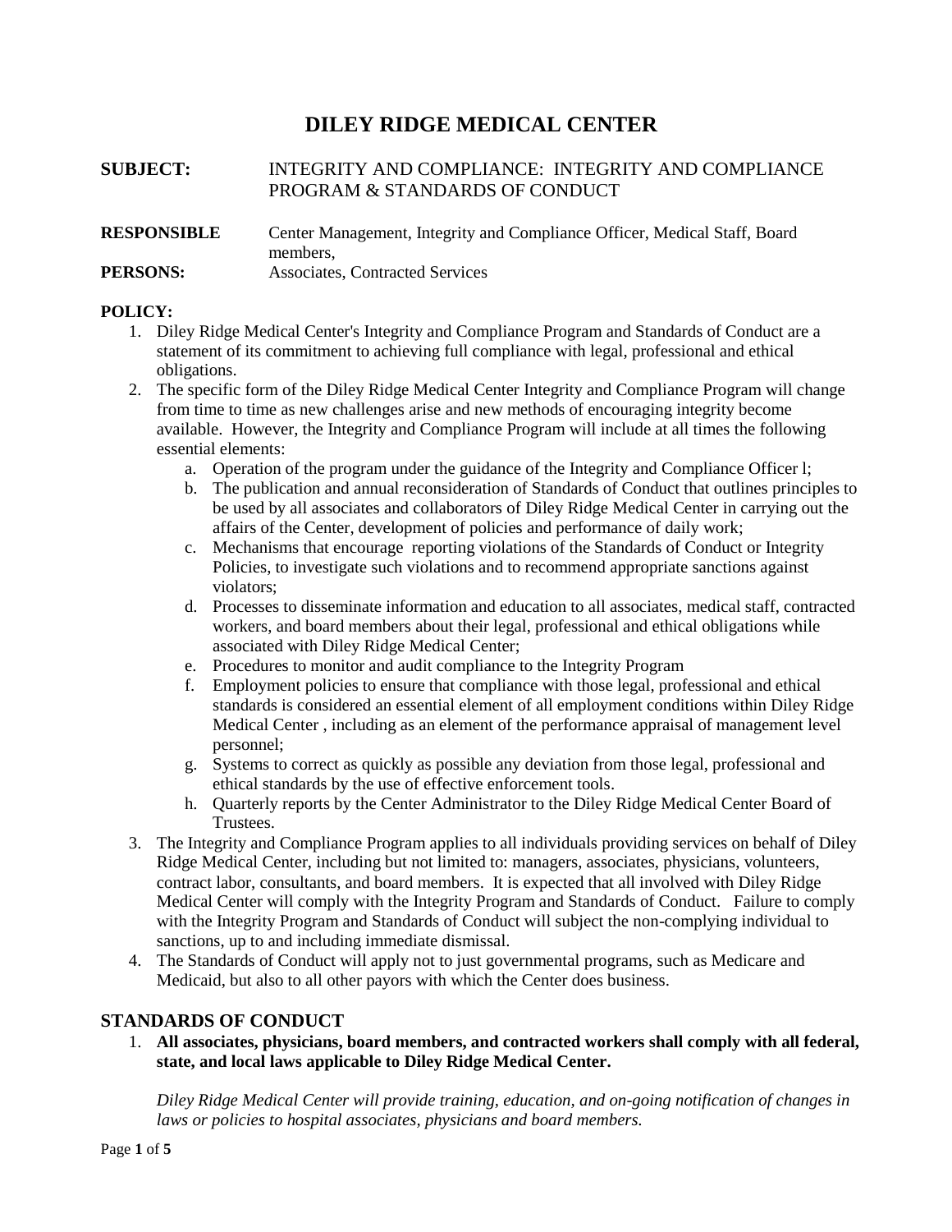# DILEY RIDGE MEDICAL CENTER

**SUBJECT:** INTEGRITY AND COMPLIANCE: INTEGRITY AND COMPLIANCE PROGRAM & STANDARDS OF CONDUCT

**RESPONSIBLE PERSONS:** Center Management, Integrity and Compliance Officer, Medical Staff, Board members, Associates, Contracted Services

**POLICY:**

1. Diley Ridge Medical Center's Integrity and Compliance Program and Standards of Conduct are a statement of its commitment to achieving full compliance with legal, professional and ethical obligations.
2. The specific form of the Diley Ridge Medical Center Integrity and Compliance Program will change from time to time as new challenges arise and new methods of encouraging integrity become available. However, the Integrity and Compliance Program will include at all times the following essential elements:
   a. Operation of the program under the guidance of the Integrity and Compliance Officer l;
   b. The publication and annual reconsideration of Standards of Conduct that outlines principles to be used by all associates and collaborators of Diley Ridge Medical Center in carrying out the affairs of the Center, development of policies and performance of daily work;
   c. Mechanisms that encourage reporting violations of the Standards of Conduct or Integrity Policies, to investigate such violations and to recommend appropriate sanctions against violators;
   d. Processes to disseminate information and education to all associates, medical staff, contracted workers, and board members about their legal, professional and ethical obligations while associated with Diley Ridge Medical Center;
   e. Procedures to monitor and audit compliance to the Integrity Program
   f. Employment policies to ensure that compliance with those legal, professional and ethical standards is considered an essential element of all employment conditions within Diley Ridge Medical Center , including as an element of the performance appraisal of management level personnel;
   g. Systems to correct as quickly as possible any deviation from those legal, professional and ethical standards by the use of effective enforcement tools.
   h. Quarterly reports by the Center Administrator to the Diley Ridge Medical Center Board of Trustees.
3. The Integrity and Compliance Program applies to all individuals providing services on behalf of Diley Ridge Medical Center, including but not limited to: managers, associates, physicians, volunteers, contract labor, consultants, and board members. It is expected that all involved with Diley Ridge Medical Center will comply with the Integrity Program and Standards of Conduct. Failure to comply with the Integrity Program and Standards of Conduct will subject the non-complying individual to sanctions, up to and including immediate dismissal.
4. The Standards of Conduct will apply not to just governmental programs, such as Medicare and Medicaid, but also to all other payors with which the Center does business.

## STANDARDS OF CONDUCT

1. **All associates, physicians, board members, and contracted workers shall comply with all federal, state, and local laws applicable to Diley Ridge Medical Center.**

   *Diley Ridge Medical Center will provide training, education, and on-going notification of changes in laws or policies to hospital associates, physicians and board members.*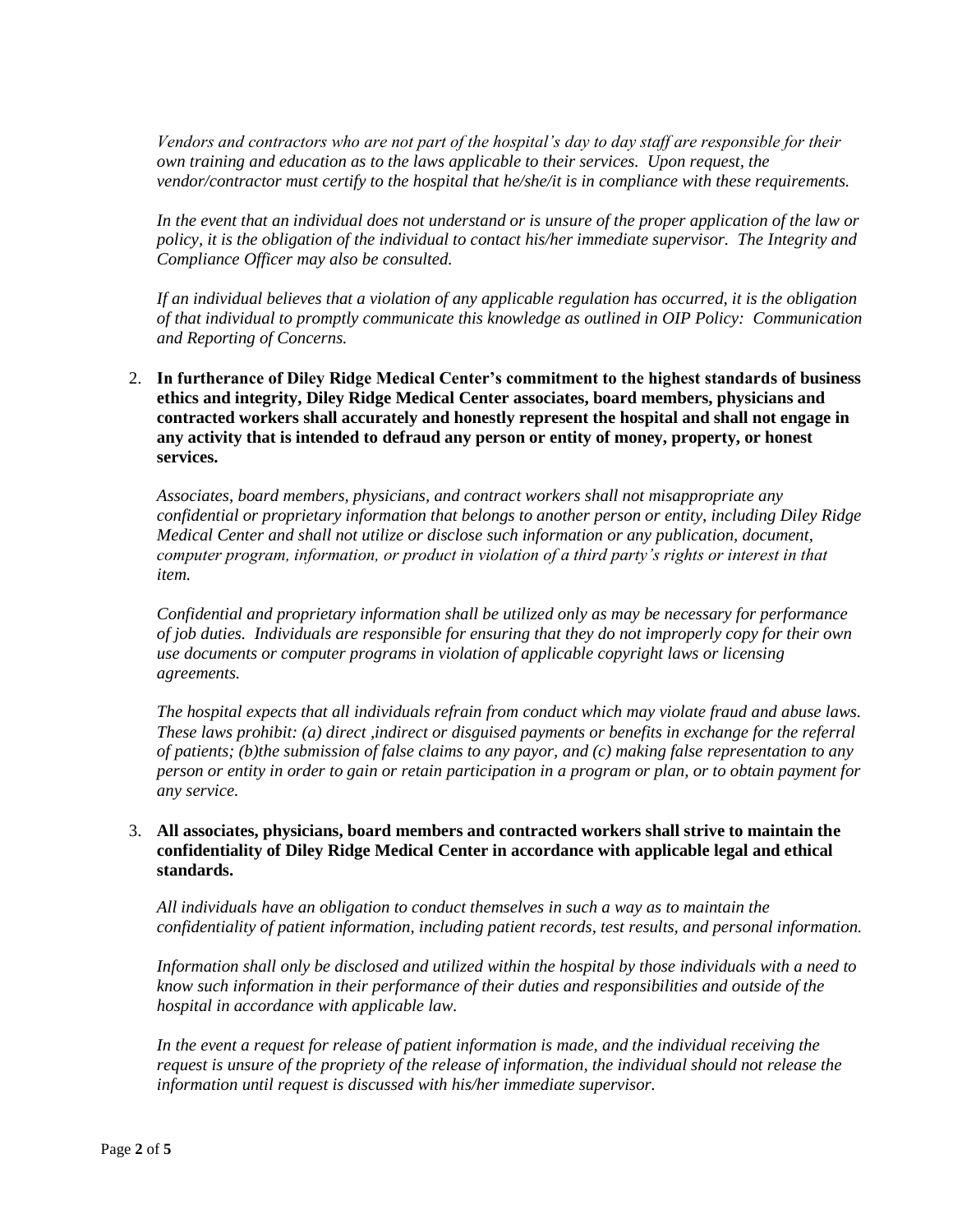*Vendors and contractors who are not part of the hospital's day to day staff are responsible for their own training and education as to the laws applicable to their services. Upon request, the vendor/contractor must certify to the hospital that he/she/it is in compliance with these requirements.*

*In the event that an individual does not understand or is unsure of the proper application of the law or policy, it is the obligation of the individual to contact his/her immediate supervisor. The Integrity and Compliance Officer may also be consulted.*

*If an individual believes that a violation of any applicable regulation has occurred, it is the obligation of that individual to promptly communicate this knowledge as outlined in OIP Policy: Communication and Reporting of Concerns.*

2. **In furtherance of Diley Ridge Medical Center's commitment to the highest standards of business ethics and integrity, Diley Ridge Medical Center associates, board members, physicians and contracted workers shall accurately and honestly represent the hospital and shall not engage in any activity that is intended to defraud any person or entity of money, property, or honest services.**

   *Associates, board members, physicians, and contract workers shall not misappropriate any confidential or proprietary information that belongs to another person or entity, including Diley Ridge Medical Center and shall not utilize or disclose such information or any publication, document, computer program, information, or product in violation of a third party's rights or interest in that item.*

   *Confidential and proprietary information shall be utilized only as may be necessary for performance of job duties. Individuals are responsible for ensuring that they do not improperly copy for their own use documents or computer programs in violation of applicable copyright laws or licensing agreements.*

   *The hospital expects that all individuals refrain from conduct which may violate fraud and abuse laws. These laws prohibit: (a) direct ,indirect or disguised payments or benefits in exchange for the referral of patients; (b)the submission of false claims to any payor, and (c) making false representation to any person or entity in order to gain or retain participation in a program or plan, or to obtain payment for any service.*

3. **All associates, physicians, board members and contracted workers shall strive to maintain the confidentiality of Diley Ridge Medical Center in accordance with applicable legal and ethical standards.**

   *All individuals have an obligation to conduct themselves in such a way as to maintain the confidentiality of patient information, including patient records, test results, and personal information.*

   *Information shall only be disclosed and utilized within the hospital by those individuals with a need to know such information in their performance of their duties and responsibilities and outside of the hospital in accordance with applicable law.*

   *In the event a request for release of patient information is made, and the individual receiving the request is unsure of the propriety of the release of information, the individual should not release the information until request is discussed with his/her immediate supervisor.*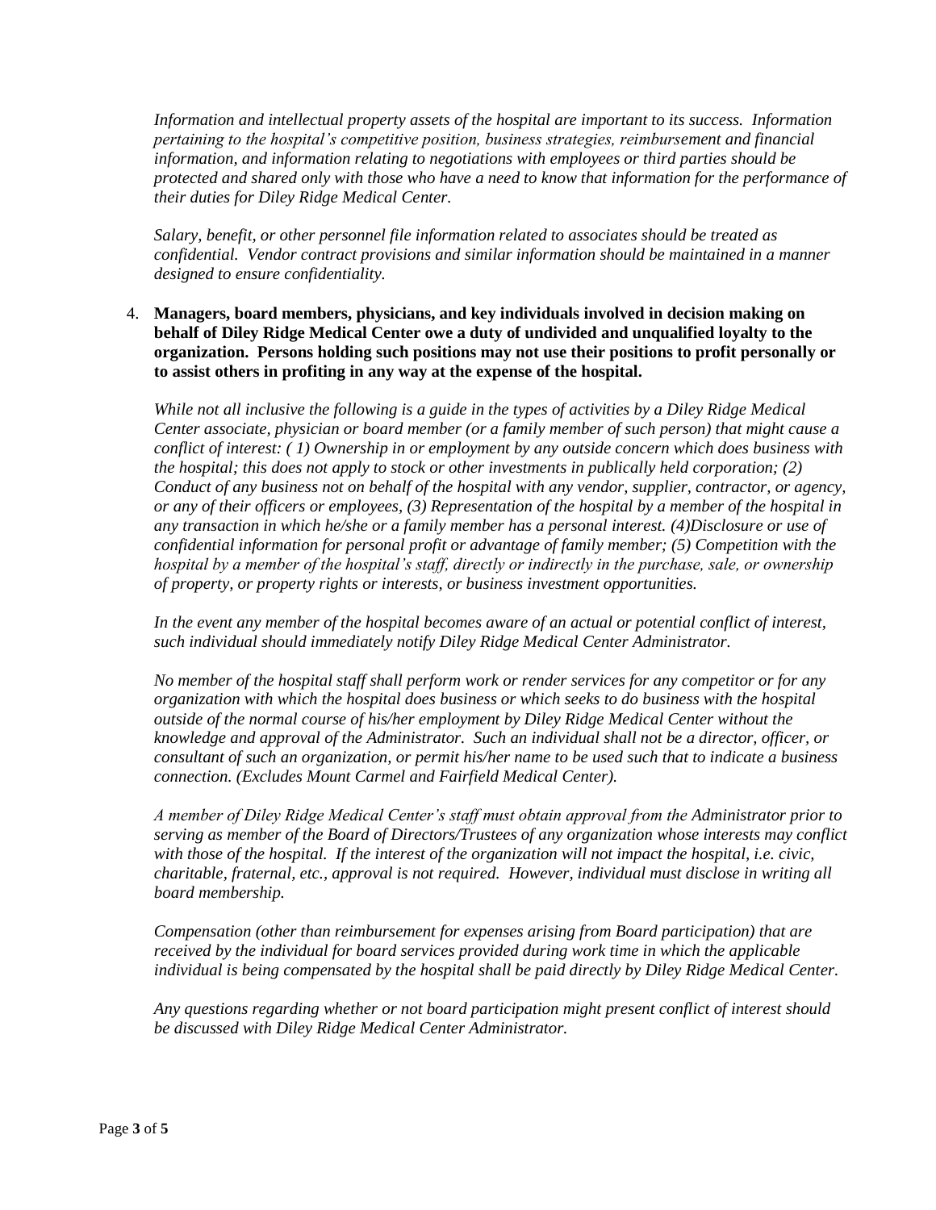*Information and intellectual property assets of the hospital are important to its success. Information pertaining to the hospital's competitive position, business strategies, reimbursement and financial information, and information relating to negotiations with employees or third parties should be protected and shared only with those who have a need to know that information for the performance of their duties for Diley Ridge Medical Center.*

*Salary, benefit, or other personnel file information related to associates should be treated as confidential. Vendor contract provisions and similar information should be maintained in a manner designed to ensure confidentiality.*

4. **Managers, board members, physicians, and key individuals involved in decision making on behalf of Diley Ridge Medical Center owe a duty of undivided and unqualified loyalty to the organization. Persons holding such positions may not use their positions to profit personally or to assist others in profiting in any way at the expense of the hospital.**

   *While not all inclusive the following is a guide in the types of activities by a Diley Ridge Medical Center associate, physician or board member (or a family member of such person) that might cause a conflict of interest: ( 1) Ownership in or employment by any outside concern which does business with the hospital; this does not apply to stock or other investments in publically held corporation; (2) Conduct of any business not on behalf of the hospital with any vendor, supplier, contractor, or agency, or any of their officers or employees, (3) Representation of the hospital by a member of the hospital in any transaction in which he/she or a family member has a personal interest. (4)Disclosure or use of confidential information for personal profit or advantage of family member; (5) Competition with the hospital by a member of the hospital's staff, directly or indirectly in the purchase, sale, or ownership of property, or property rights or interests, or business investment opportunities.*

   *In the event any member of the hospital becomes aware of an actual or potential conflict of interest, such individual should immediately notify Diley Ridge Medical Center Administrator.*

   *No member of the hospital staff shall perform work or render services for any competitor or for any organization with which the hospital does business or which seeks to do business with the hospital outside of the normal course of his/her employment by Diley Ridge Medical Center without the knowledge and approval of the Administrator. Such an individual shall not be a director, officer, or consultant of such an organization, or permit his/her name to be used such that to indicate a business connection. (Excludes Mount Carmel and Fairfield Medical Center).*

   *A member of Diley Ridge Medical Center's staff must obtain approval from the Administrator prior to serving as member of the Board of Directors/Trustees of any organization whose interests may conflict with those of the hospital. If the interest of the organization will not impact the hospital, i.e. civic, charitable, fraternal, etc., approval is not required. However, individual must disclose in writing all board membership.*

   *Compensation (other than reimbursement for expenses arising from Board participation) that are received by the individual for board services provided during work time in which the applicable individual is being compensated by the hospital shall be paid directly by Diley Ridge Medical Center.*

   *Any questions regarding whether or not board participation might present conflict of interest should be discussed with Diley Ridge Medical Center Administrator.*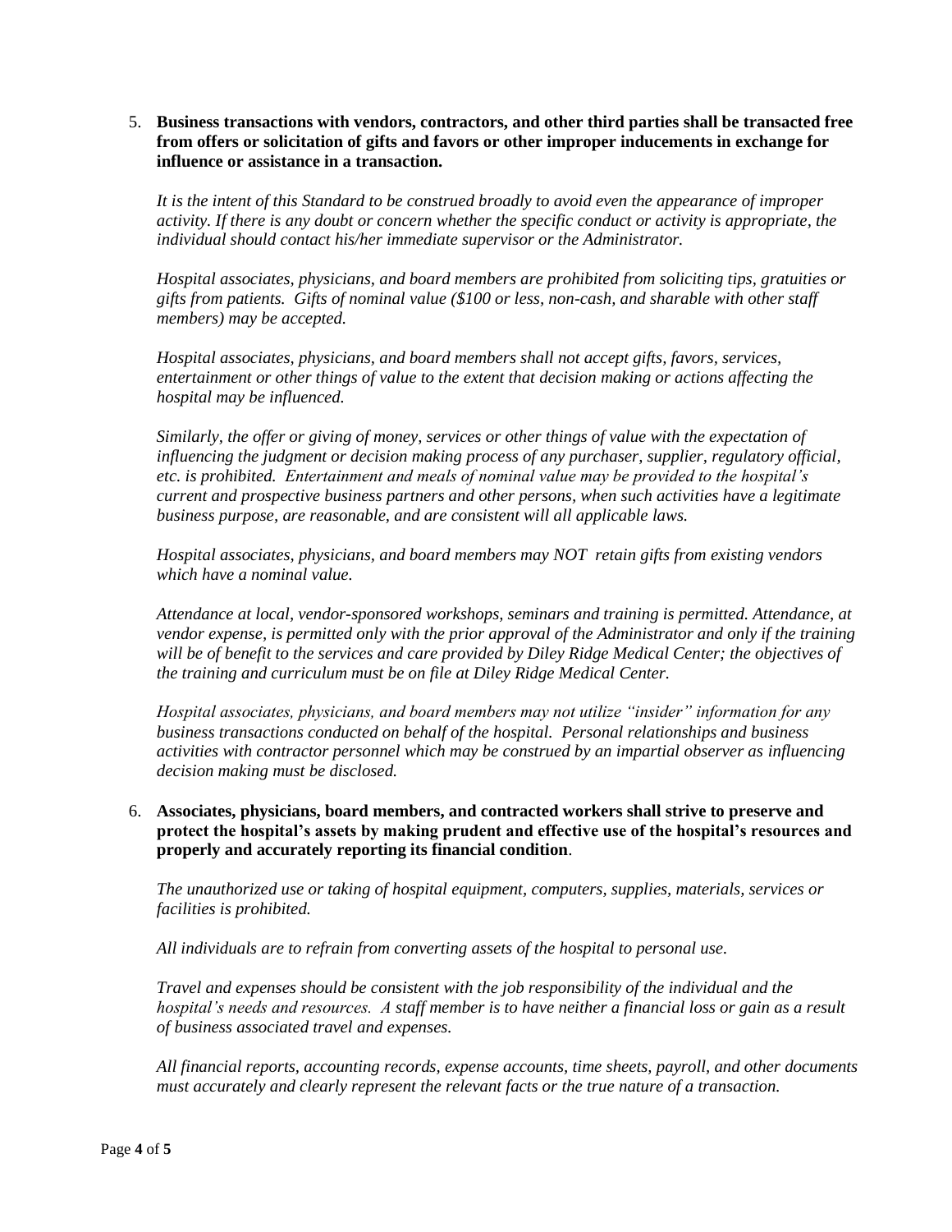5. **Business transactions with vendors, contractors, and other third parties shall be transacted free from offers or solicitation of gifts and favors or other improper inducements in exchange for influence or assistance in a transaction.**

   *It is the intent of this Standard to be construed broadly to avoid even the appearance of improper activity. If there is any doubt or concern whether the specific conduct or activity is appropriate, the individual should contact his/her immediate supervisor or the Administrator.*

   *Hospital associates, physicians, and board members are prohibited from soliciting tips, gratuities or gifts from patients. Gifts of nominal value ($100 or less, non-cash, and sharable with other staff members) may be accepted.*

   *Hospital associates, physicians, and board members shall not accept gifts, favors, services, entertainment or other things of value to the extent that decision making or actions affecting the hospital may be influenced.*

   *Similarly, the offer or giving of money, services or other things of value with the expectation of influencing the judgment or decision making process of any purchaser, supplier, regulatory official, etc. is prohibited. Entertainment and meals of nominal value may be provided to the hospital's current and prospective business partners and other persons, when such activities have a legitimate business purpose, are reasonable, and are consistent will all applicable laws.*

   *Hospital associates, physicians, and board members may NOT retain gifts from existing vendors which have a nominal value.*

   *Attendance at local, vendor-sponsored workshops, seminars and training is permitted. Attendance, at vendor expense, is permitted only with the prior approval of the Administrator and only if the training will be of benefit to the services and care provided by Diley Ridge Medical Center; the objectives of the training and curriculum must be on file at Diley Ridge Medical Center.*

   *Hospital associates, physicians, and board members may not utilize "insider" information for any business transactions conducted on behalf of the hospital. Personal relationships and business activities with contractor personnel which may be construed by an impartial observer as influencing decision making must be disclosed.*

6. **Associates, physicians, board members, and contracted workers shall strive to preserve and protect the hospital's assets by making prudent and effective use of the hospital's resources and properly and accurately reporting its financial condition**.

   *The unauthorized use or taking of hospital equipment, computers, supplies, materials, services or facilities is prohibited.*

   *All individuals are to refrain from converting assets of the hospital to personal use.*

   *Travel and expenses should be consistent with the job responsibility of the individual and the hospital's needs and resources. A staff member is to have neither a financial loss or gain as a result of business associated travel and expenses.*

   *All financial reports, accounting records, expense accounts, time sheets, payroll, and other documents must accurately and clearly represent the relevant facts or the true nature of a transaction.*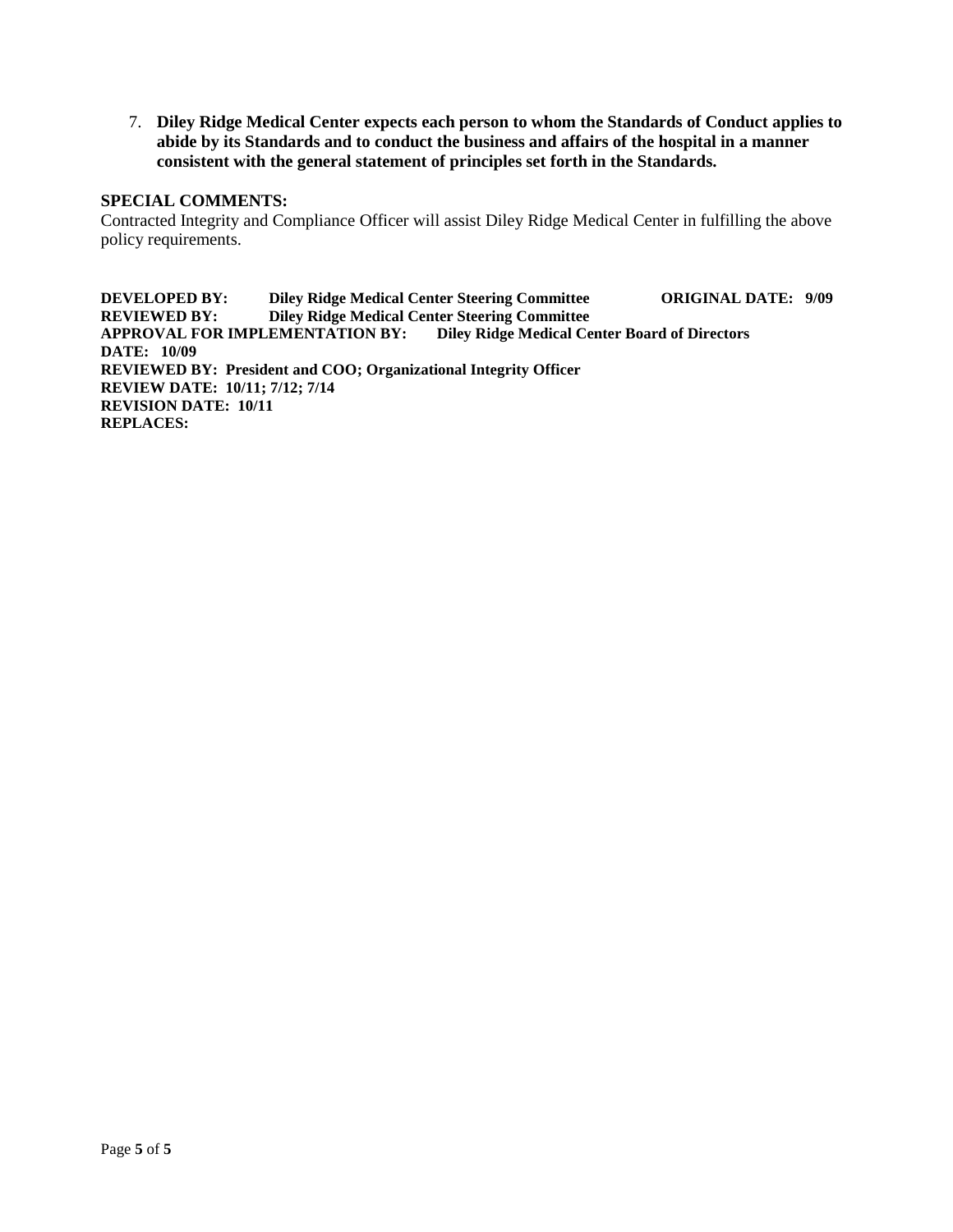7. **Diley Ridge Medical Center expects each person to whom the Standards of Conduct applies to abide by its Standards and to conduct the business and affairs of the hospital in a manner consistent with the general statement of principles set forth in the Standards.**

**SPECIAL COMMENTS:**

Contracted Integrity and Compliance Officer will assist Diley Ridge Medical Center in fulfilling the above policy requirements.

**DEVELOPED BY: Diley Ridge Medical Center Steering Committee ORIGINAL DATE: 9/09**
**REVIEWED BY: Diley Ridge Medical Center Steering Committee**
**APPROVAL FOR IMPLEMENTATION BY: Diley Ridge Medical Center Board of Directors**
**DATE: 10/09**
**REVIEWED BY: President and COO; Organizational Integrity Officer**
**REVIEW DATE: 10/11; 7/12; 7/14**
**REVISION DATE: 10/11**
**REPLACES:**